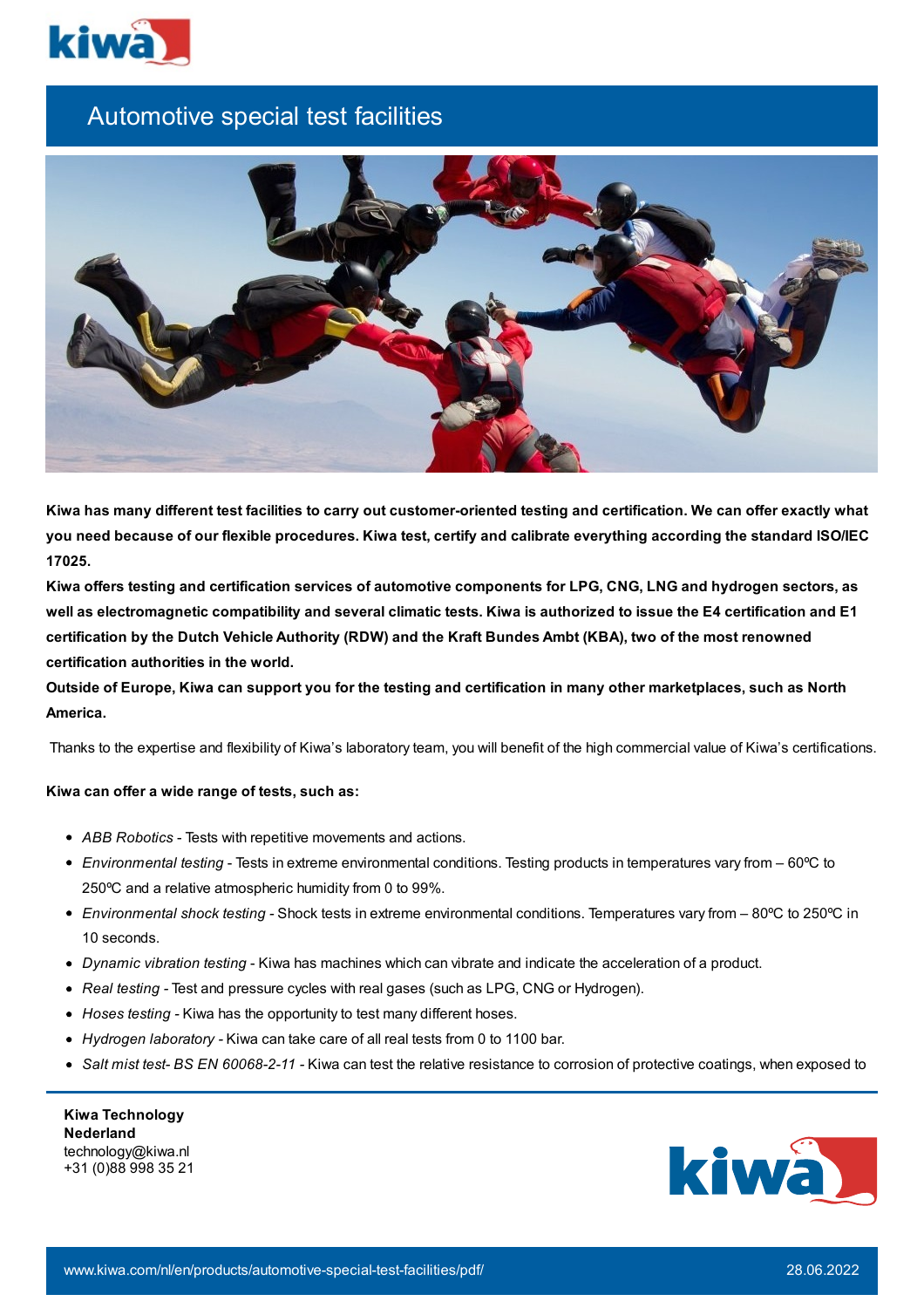# Automotive special test facilities

**Kiwa has many different test facilities to carry out customer-oriented testing and certification. We can offer exactly what you need because of our flexible procedures. Kiwa test, certify and calibrate everything according the standard ISO/IEC 17025.**

**Kiwa offers testing and certification services of automotive components for LPG, CNG, LNG and hydrogen sectors, as well as electromagnetic compatibility and several climatic tests. Kiwa is authorized to issue the E4 certification and E1 certification by the Dutch Vehicle Authority (RDW) and the Kraft Bundes Ambt (KBA), two of the most renowned certification authorities in the world.**

**Outside of Europe, Kiwa can support you for the testing and certification in many other marketplaces, such as North America.**

Thanks to the expertise and flexibility of Kiwa's laboratory team, you will benefit of the high commercial value of Kiwa's certifications.

**Kiwa can offer a wide range of tests, such as:**

- *ABB Robotics* - Tests with repetitive movements and actions.
- *Environmental testing* - Tests in extreme environmental conditions. Testing products in temperatures vary from – 60ºC to 250ºC and a relative atmospheric humidity from 0 to 99%.
- *Environmental shock testing* - Shock tests in extreme environmental conditions. Temperatures vary from – 80ºC to 250ºC in 10 seconds.
- *Dynamic vibration testing* - Kiwa has machines which can vibrate and indicate the acceleration of a product.
- *Real testing* - Test and pressure cycles with real gases (such as LPG, CNG or Hydrogen).
- *Hoses testing* - Kiwa has the opportunity to test many different hoses.
- *Hydrogen laboratory* - Kiwa can take care of all real tests from 0 to 1100 bar.
- *Salt mist test- BS EN 60068-2-11* - Kiwa can test the relative resistance to corrosion of protective coatings, when exposed to

**Kiwa Technology Nederland**
technology@kiwa.nl
+31 (0)88 998 35 21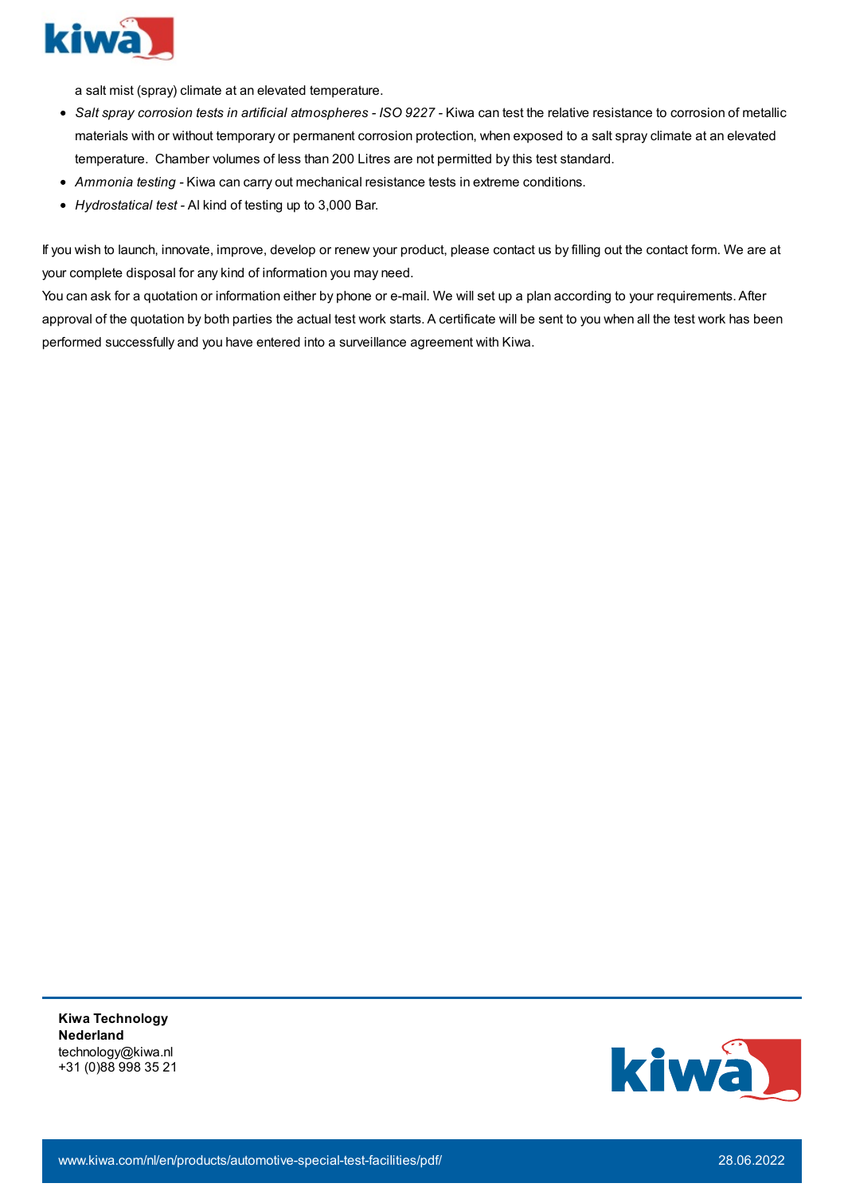a salt mist (spray) climate at an elevated temperature.

- *Salt spray corrosion tests in artificial atmospheres - ISO 9227* - Kiwa can test the relative resistance to corrosion of metallic materials with or without temporary or permanent corrosion protection, when exposed to a salt spray climate at an elevated temperature.  Chamber volumes of less than 200 Litres are not permitted by this test standard.
- *Ammonia testing* - Kiwa can carry out mechanical resistance tests in extreme conditions.
- *Hydrostatical test* - Al kind of testing up to 3,000 Bar.

If you wish to launch, innovate, improve, develop or renew your product, please contact us by filling out the contact form. We are at your complete disposal for any kind of information you may need.
You can ask for a quotation or information either by phone or e-mail. We will set up a plan according to your requirements. After approval of the quotation by both parties the actual test work starts. A certificate will be sent to you when all the test work has been performed successfully and you have entered into a surveillance agreement with Kiwa.

**Kiwa Technology Nederland**
technology@kiwa.nl
+31 (0)88 998 35 21